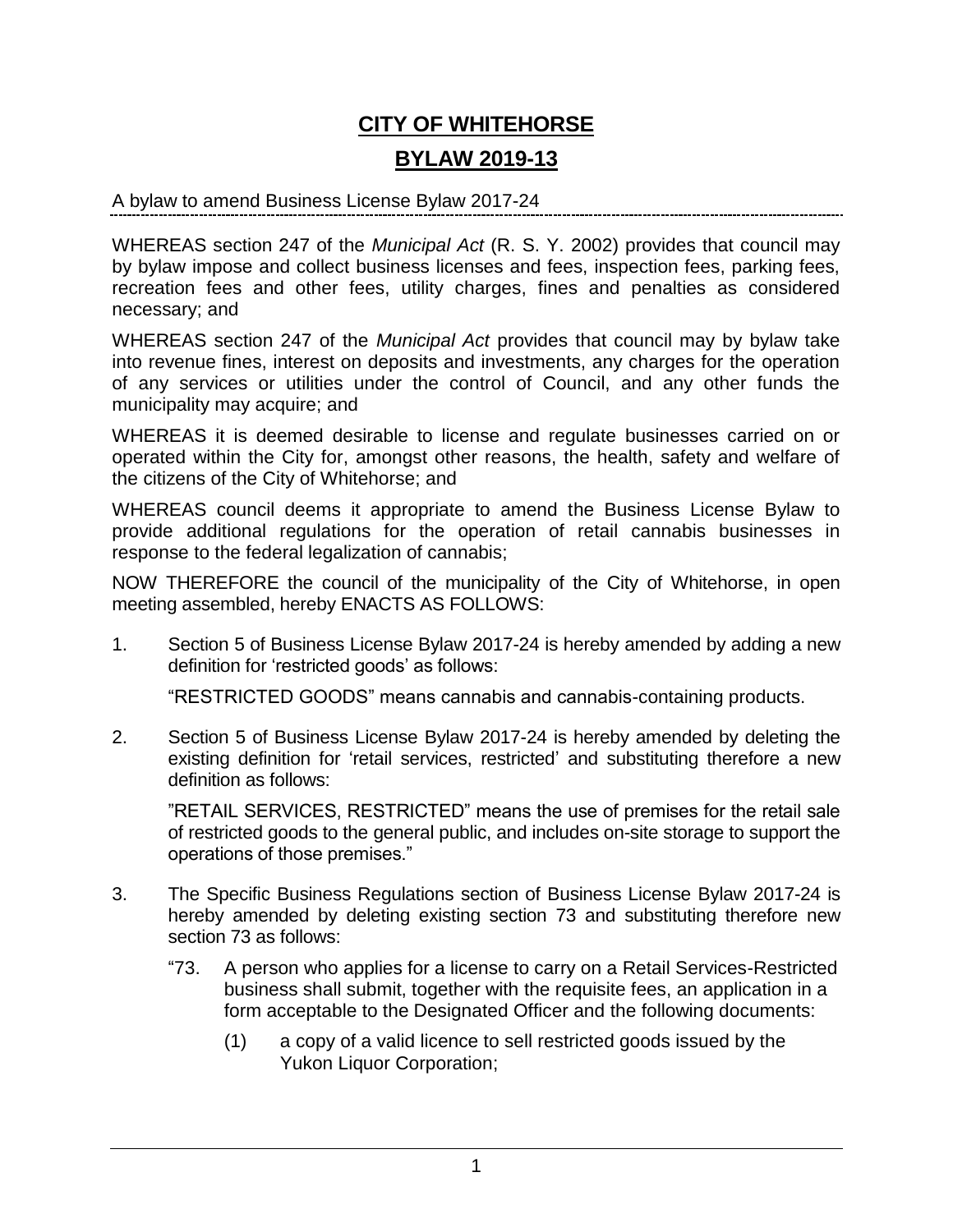# CITY OF WHITEHORSE

## BYLAW 2019-13

A bylaw to amend Business License Bylaw 2017-24

---

WHEREAS section 247 of the *Municipal Act* (R. S. Y. 2002) provides that council may by bylaw impose and collect business licenses and fees, inspection fees, parking fees, recreation fees and other fees, utility charges, fines and penalties as considered necessary; and

WHEREAS section 247 of the *Municipal Act* provides that council may by bylaw take into revenue fines, interest on deposits and investments, any charges for the operation of any services or utilities under the control of Council, and any other funds the municipality may acquire; and

WHEREAS it is deemed desirable to license and regulate businesses carried on or operated within the City for, amongst other reasons, the health, safety and welfare of the citizens of the City of Whitehorse; and

WHEREAS council deems it appropriate to amend the Business License Bylaw to provide additional regulations for the operation of retail cannabis businesses in response to the federal legalization of cannabis;

NOW THEREFORE the council of the municipality of the City of Whitehorse, in open meeting assembled, hereby ENACTS AS FOLLOWS:

1. Section 5 of Business License Bylaw 2017-24 is hereby amended by adding a new definition for 'restricted goods' as follows:

   "RESTRICTED GOODS" means cannabis and cannabis-containing products.

2. Section 5 of Business License Bylaw 2017-24 is hereby amended by deleting the existing definition for 'retail services, restricted' and substituting therefore a new definition as follows:

   "RETAIL SERVICES, RESTRICTED" means the use of premises for the retail sale of restricted goods to the general public, and includes on-site storage to support the operations of those premises."

3. The Specific Business Regulations section of Business License Bylaw 2017-24 is hereby amended by deleting existing section 73 and substituting therefore new section 73 as follows:

   "73. A person who applies for a license to carry on a Retail Services-Restricted business shall submit, together with the requisite fees, an application in a form acceptable to the Designated Officer and the following documents:

   (1) a copy of a valid licence to sell restricted goods issued by the Yukon Liquor Corporation;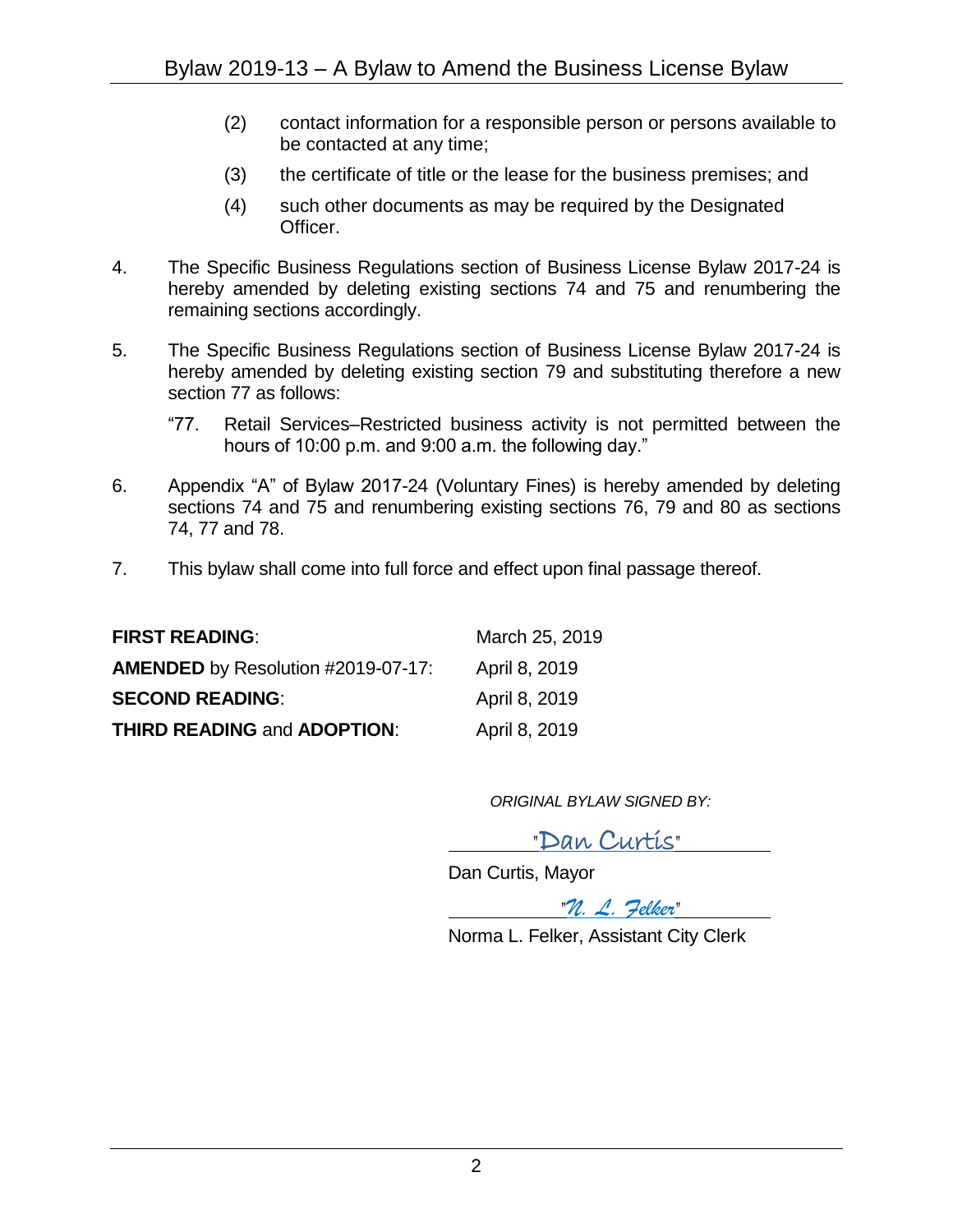(2) contact information for a responsible person or persons available to be contacted at any time;

(3) the certificate of title or the lease for the business premises; and

(4) such other documents as may be required by the Designated Officer.

4. The Specific Business Regulations section of Business License Bylaw 2017-24 is hereby amended by deleting existing sections 74 and 75 and renumbering the remaining sections accordingly.

5. The Specific Business Regulations section of Business License Bylaw 2017-24 is hereby amended by deleting existing section 79 and substituting therefore a new section 77 as follows:

   "77. Retail Services–Restricted business activity is not permitted between the hours of 10:00 p.m. and 9:00 a.m. the following day."

6. Appendix "A" of Bylaw 2017-24 (Voluntary Fines) is hereby amended by deleting sections 74 and 75 and renumbering existing sections 76, 79 and 80 as sections 74, 77 and 78.

7. This bylaw shall come into full force and effect upon final passage thereof.

| | |
|---|---|
| **FIRST READING**: | March 25, 2019 |
| **AMENDED** by Resolution #2019-07-17: | April 8, 2019 |
| **SECOND READING**: | April 8, 2019 |
| **THIRD READING** and **ADOPTION**: | April 8, 2019 |

*ORIGINAL BYLAW SIGNED BY:*

"Dan Curtis"

Dan Curtis, Mayor

"N. L. Felker"

Norma L. Felker, Assistant City Clerk